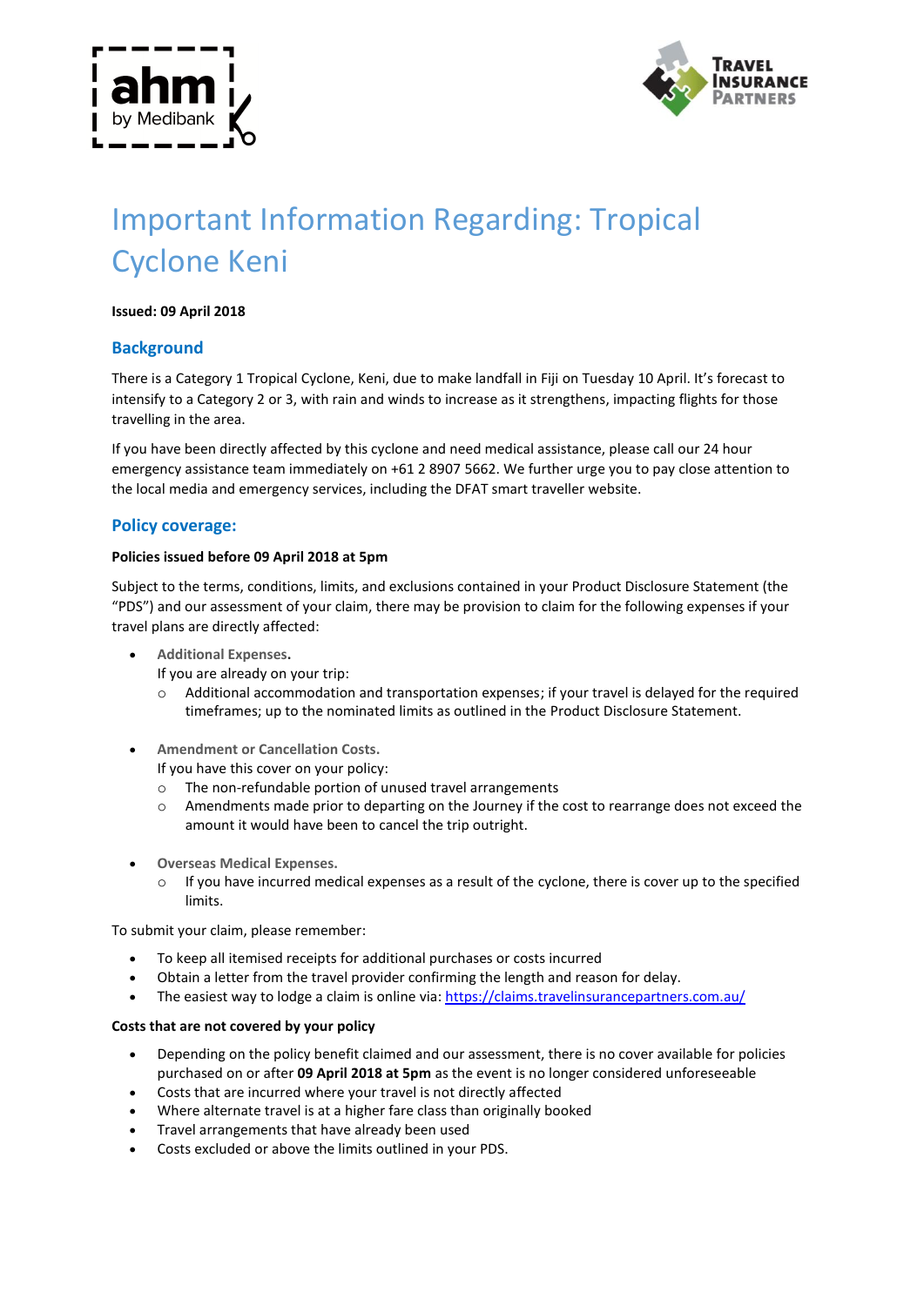# Important Information Regarding: Tropical Cyclone Keni

**Issued: 09 April 2018**

## Background

There is a Category 1 Tropical Cyclone, Keni, due to make landfall in Fiji on Tuesday 10 April. It's forecast to intensify to a Category 2 or 3, with rain and winds to increase as it strengthens, impacting flights for those travelling in the area.

If you have been directly affected by this cyclone and need medical assistance, please call our 24 hour emergency assistance team immediately on +61 2 8907 5662. We further urge you to pay close attention to the local media and emergency services, including the DFAT smart traveller website.

## Policy coverage:

**Policies issued before 09 April 2018 at 5pm**

Subject to the terms, conditions, limits, and exclusions contained in your Product Disclosure Statement (the "PDS") and our assessment of your claim, there may be provision to claim for the following expenses if your travel plans are directly affected:

- **Additional Expenses.**
  If you are already on your trip:
  - Additional accommodation and transportation expenses; if your travel is delayed for the required timeframes; up to the nominated limits as outlined in the Product Disclosure Statement.
- **Amendment or Cancellation Costs.**
  If you have this cover on your policy:
  - The non-refundable portion of unused travel arrangements
  - Amendments made prior to departing on the Journey if the cost to rearrange does not exceed the amount it would have been to cancel the trip outright.
- **Overseas Medical Expenses.**
  - If you have incurred medical expenses as a result of the cyclone, there is cover up to the specified limits.

To submit your claim, please remember:

- To keep all itemised receipts for additional purchases or costs incurred
- Obtain a letter from the travel provider confirming the length and reason for delay.
- The easiest way to lodge a claim is online via: https://claims.travelinsurancepartners.com.au/

**Costs that are not covered by your policy**

- Depending on the policy benefit claimed and our assessment, there is no cover available for policies purchased on or after **09 April 2018 at 5pm** as the event is no longer considered unforeseeable
- Costs that are incurred where your travel is not directly affected
- Where alternate travel is at a higher fare class than originally booked
- Travel arrangements that have already been used
- Costs excluded or above the limits outlined in your PDS.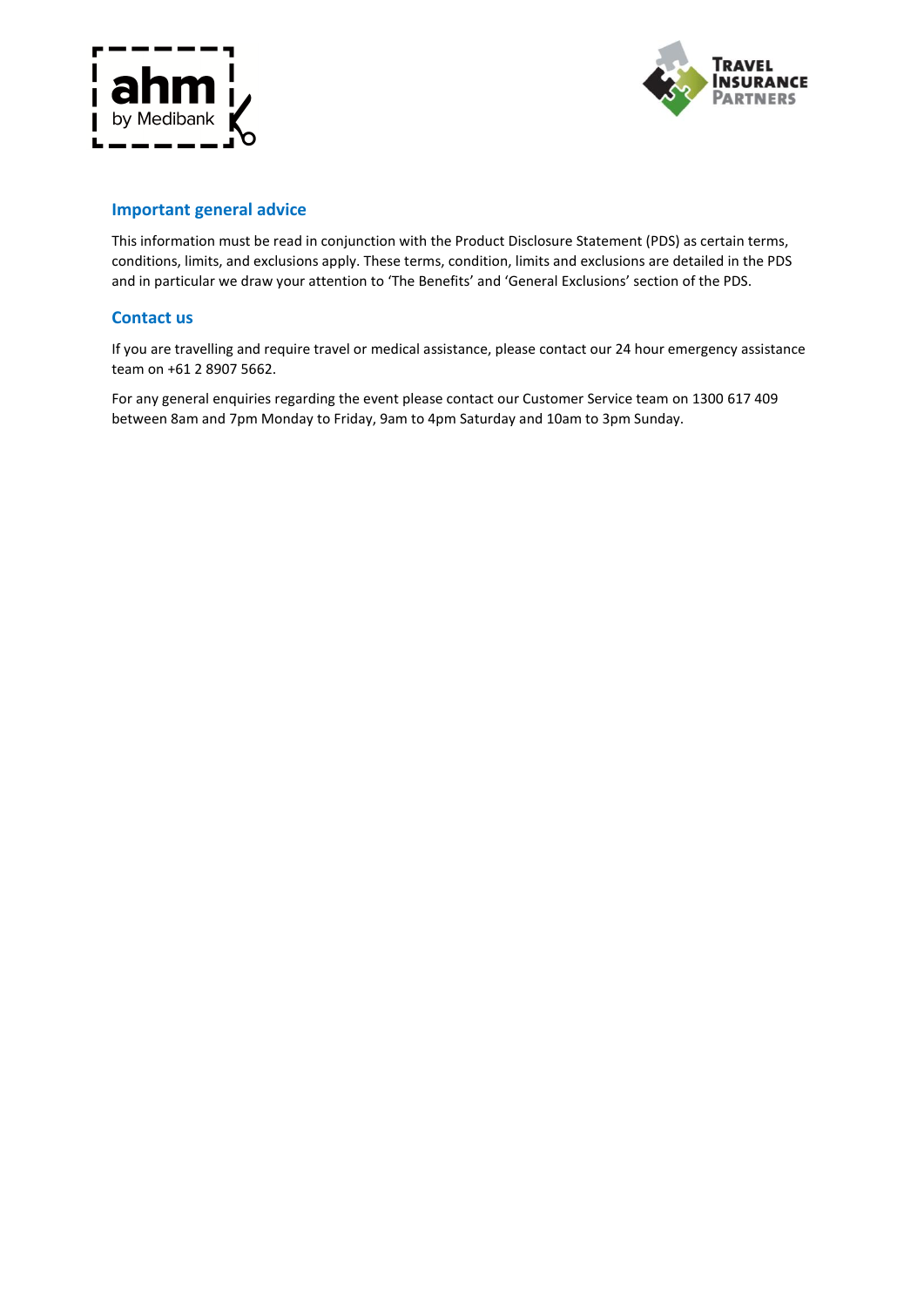## Important general advice

This information must be read in conjunction with the Product Disclosure Statement (PDS) as certain terms, conditions, limits, and exclusions apply. These terms, condition, limits and exclusions are detailed in the PDS and in particular we draw your attention to 'The Benefits' and 'General Exclusions' section of the PDS.

## Contact us

If you are travelling and require travel or medical assistance, please contact our 24 hour emergency assistance team on +61 2 8907 5662.

For any general enquiries regarding the event please contact our Customer Service team on 1300 617 409 between 8am and 7pm Monday to Friday, 9am to 4pm Saturday and 10am to 3pm Sunday.